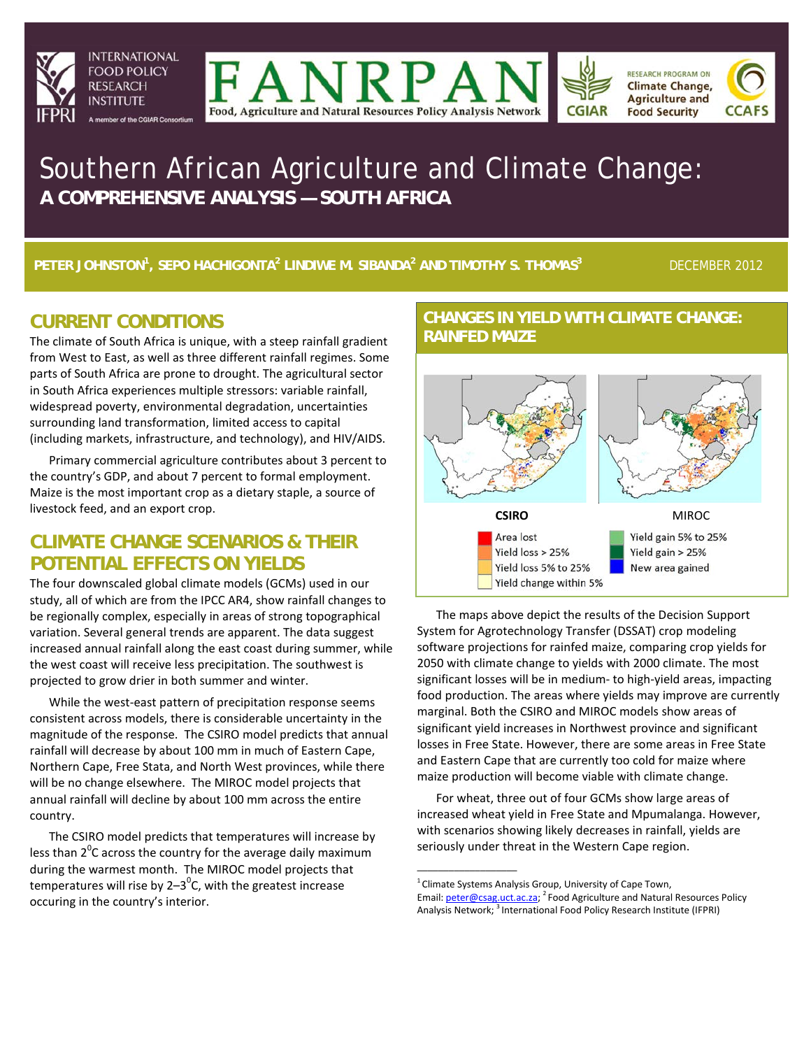INTERNATIONAL FOOD POLICY RESEARCH INSTITUTE — IFPRI — A member of the CGIAR Consortium

FANRPAN — Food, Agriculture and Natural Resources Policy Analysis Network

CGIAR — RESEARCH PROGRAM ON Climate Change, Agriculture and Food Security — CCAFS

# Southern African Agriculture and Climate Change: A COMPREHENSIVE ANALYSIS — SOUTH AFRICA

**PETER JOHNSTON[1], SEPO HACHIGONTA[2] LINDIWE M. SIBANDA[2] AND TIMOTHY S. THOMAS[3]**

DECEMBER 2012

## CURRENT CONDITIONS

The climate of South Africa is unique, with a steep rainfall gradient from West to East, as well as three different rainfall regimes. Some parts of South Africa are prone to drought. The agricultural sector in South Africa experiences multiple stressors: variable rainfall, widespread poverty, environmental degradation, uncertainties surrounding land transformation, limited access to capital (including markets, infrastructure, and technology), and HIV/AIDS.

Primary commercial agriculture contributes about 3 percent to the country's GDP, and about 7 percent to formal employment. Maize is the most important crop as a dietary staple, a source of livestock feed, and an export crop.

## CLIMATE CHANGE SCENARIOS & THEIR POTENTIAL EFFECTS ON YIELDS

The four downscaled global climate models (GCMs) used in our study, all of which are from the IPCC AR4, show rainfall changes to be regionally complex, especially in areas of strong topographical variation. Several general trends are apparent. The data suggest increased annual rainfall along the east coast during summer, while the west coast will receive less precipitation. The southwest is projected to grow drier in both summer and winter.

While the west-east pattern of precipitation response seems consistent across models, there is considerable uncertainty in the magnitude of the response. The CSIRO model predicts that annual rainfall will decrease by about 100 mm in much of Eastern Cape, Northern Cape, Free Stata, and North West provinces, while there will be no change elsewhere. The MIROC model projects that annual rainfall will decline by about 100 mm across the entire country.

The CSIRO model predicts that temperatures will increase by less than $2^0$C across the country for the average daily maximum during the warmest month. The MIROC model projects that temperatures will rise by 2–$3^0$C, with the greatest increase occuring in the country's interior.

## CHANGES IN YIELD WITH CLIMATE CHANGE: RAINFED MAIZE

CSIRO | MIROC

Legend: Area lost; Yield loss > 25%; Yield loss 5% to 25%; Yield change within 5%; Yield gain 5% to 25%; Yield gain > 25%; New area gained

The maps above depict the results of the Decision Support System for Agrotechnology Transfer (DSSAT) crop modeling software projections for rainfed maize, comparing crop yields for 2050 with climate change to yields with 2000 climate. The most significant losses will be in medium- to high-yield areas, impacting food production. The areas where yields may improve are currently marginal. Both the CSIRO and MIROC models show areas of significant yield increases in Northwest province and significant losses in Free State. However, there are some areas in Free State and Eastern Cape that are currently too cold for maize where maize production will become viable with climate change.

For wheat, three out of four GCMs show large areas of increased wheat yield in Free State and Mpumalanga. However, with scenarios showing likely decreases in rainfall, yields are seriously under threat in the Western Cape region.

---

[1] Climate Systems Analysis Group, University of Cape Town, Email: peter@csag.uct.ac.za; [2] Food Agriculture and Natural Resources Policy Analysis Network; [3] International Food Policy Research Institute (IFPRI)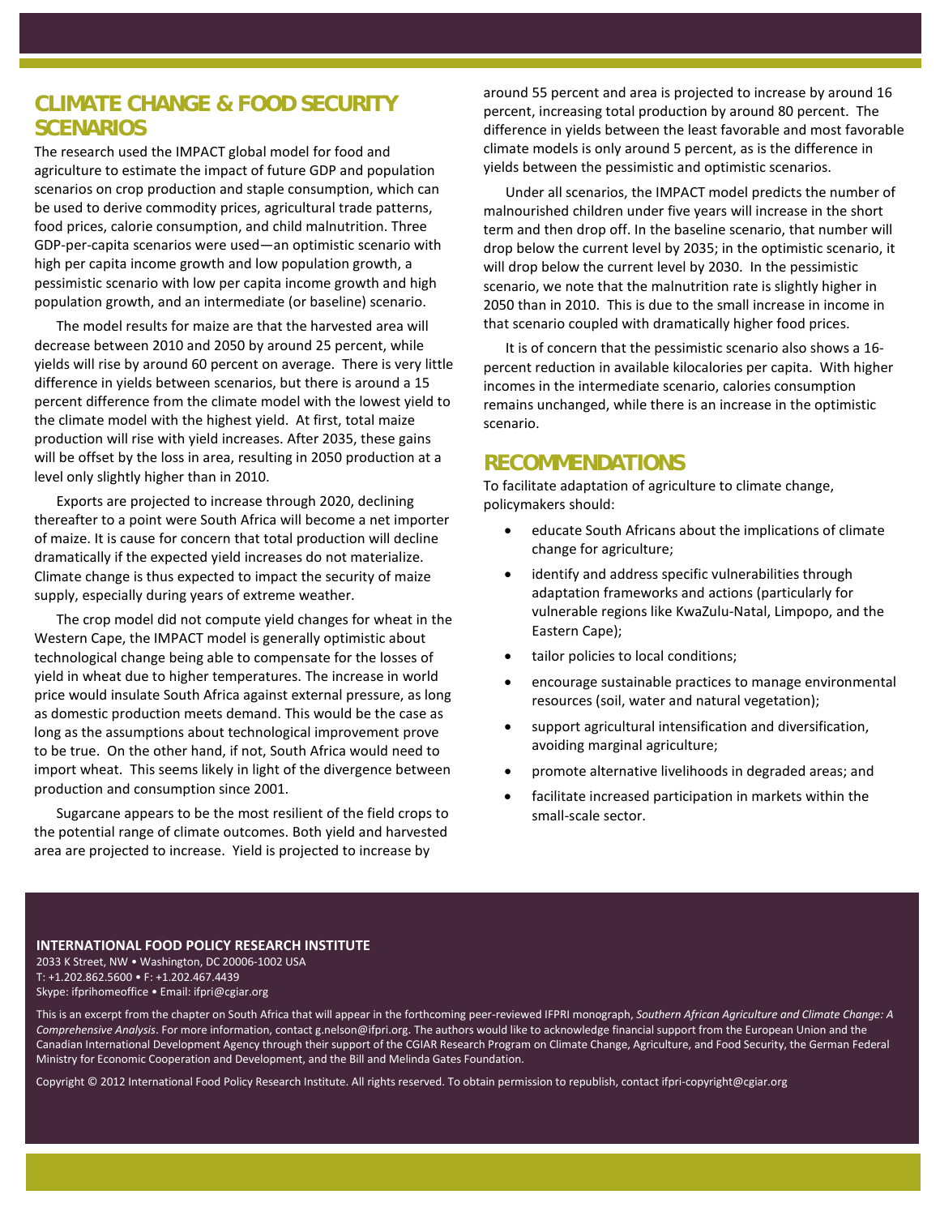## CLIMATE CHANGE & FOOD SECURITY SCENARIOS

The research used the IMPACT global model for food and agriculture to estimate the impact of future GDP and population scenarios on crop production and staple consumption, which can be used to derive commodity prices, agricultural trade patterns, food prices, calorie consumption, and child malnutrition. Three GDP-per-capita scenarios were used—an optimistic scenario with high per capita income growth and low population growth, a pessimistic scenario with low per capita income growth and high population growth, and an intermediate (or baseline) scenario.

The model results for maize are that the harvested area will decrease between 2010 and 2050 by around 25 percent, while yields will rise by around 60 percent on average. There is very little difference in yields between scenarios, but there is around a 15 percent difference from the climate model with the lowest yield to the climate model with the highest yield. At first, total maize production will rise with yield increases. After 2035, these gains will be offset by the loss in area, resulting in 2050 production at a level only slightly higher than in 2010.

Exports are projected to increase through 2020, declining thereafter to a point were South Africa will become a net importer of maize. It is cause for concern that total production will decline dramatically if the expected yield increases do not materialize. Climate change is thus expected to impact the security of maize supply, especially during years of extreme weather.

The crop model did not compute yield changes for wheat in the Western Cape, the IMPACT model is generally optimistic about technological change being able to compensate for the losses of yield in wheat due to higher temperatures. The increase in world price would insulate South Africa against external pressure, as long as domestic production meets demand. This would be the case as long as the assumptions about technological improvement prove to be true. On the other hand, if not, South Africa would need to import wheat. This seems likely in light of the divergence between production and consumption since 2001.

Sugarcane appears to be the most resilient of the field crops to the potential range of climate outcomes. Both yield and harvested area are projected to increase. Yield is projected to increase by around 55 percent and area is projected to increase by around 16 percent, increasing total production by around 80 percent. The difference in yields between the least favorable and most favorable climate models is only around 5 percent, as is the difference in yields between the pessimistic and optimistic scenarios.

Under all scenarios, the IMPACT model predicts the number of malnourished children under five years will increase in the short term and then drop off. In the baseline scenario, that number will drop below the current level by 2035; in the optimistic scenario, it will drop below the current level by 2030. In the pessimistic scenario, we note that the malnutrition rate is slightly higher in 2050 than in 2010. This is due to the small increase in income in that scenario coupled with dramatically higher food prices.

It is of concern that the pessimistic scenario also shows a 16-percent reduction in available kilocalories per capita. With higher incomes in the intermediate scenario, calories consumption remains unchanged, while there is an increase in the optimistic scenario.

## RECOMMENDATIONS

To facilitate adaptation of agriculture to climate change, policymakers should:

- educate South Africans about the implications of climate change for agriculture;
- identify and address specific vulnerabilities through adaptation frameworks and actions (particularly for vulnerable regions like KwaZulu-Natal, Limpopo, and the Eastern Cape);
- tailor policies to local conditions;
- encourage sustainable practices to manage environmental resources (soil, water and natural vegetation);
- support agricultural intensification and diversification, avoiding marginal agriculture;
- promote alternative livelihoods in degraded areas; and
- facilitate increased participation in markets within the small-scale sector.

**INTERNATIONAL FOOD POLICY RESEARCH INSTITUTE**
2033 K Street, NW • Washington, DC 20006-1002 USA
T: +1.202.862.5600 • F: +1.202.467.4439
Skype: ifprihomeoffice • Email: ifpri@cgiar.org

This is an excerpt from the chapter on South Africa that will appear in the forthcoming peer-reviewed IFPRI monograph, *Southern African Agriculture and Climate Change: A Comprehensive Analysis*. For more information, contact g.nelson@ifpri.org. The authors would like to acknowledge financial support from the European Union and the Canadian International Development Agency through their support of the CGIAR Research Program on Climate Change, Agriculture, and Food Security, the German Federal Ministry for Economic Cooperation and Development, and the Bill and Melinda Gates Foundation.

Copyright © 2012 International Food Policy Research Institute. All rights reserved. To obtain permission to republish, contact ifpri-copyright@cgiar.org